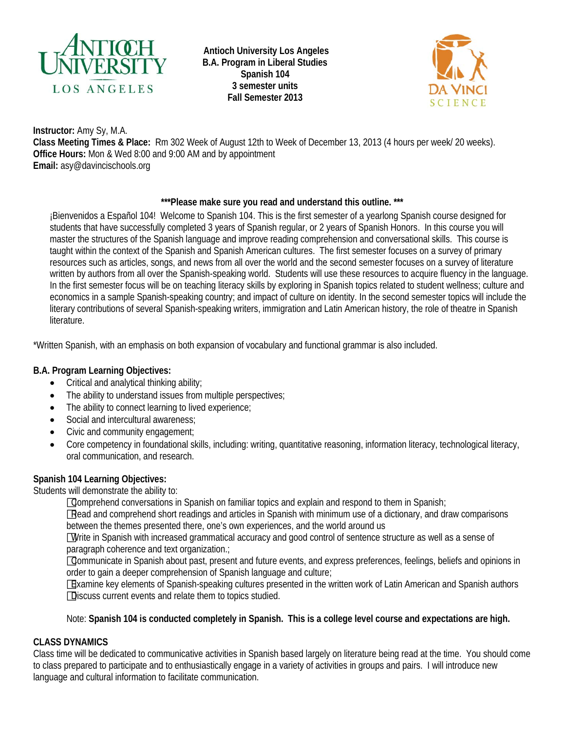**Antioch University Los Angeles**
**B.A. Program in Liberal Studies**
**Spanish 104**
**3 semester units**
**Fall Semester 2013**

**Instructor:** Amy Sy, M.A.
**Class Meeting Times & Place:** Rm 302 Week of August 12th to Week of December 13, 2013 (4 hours per week/ 20 weeks).
**Office Hours:** Mon & Wed 8:00 and 9:00 AM and by appointment
**Email:** asy@davincischools.org

**\*\*\*Please make sure you read and understand this outline. \*\*\***

¡Bienvenidos a Español 104! Welcome to Spanish 104. This is the first semester of a yearlong Spanish course designed for students that have successfully completed 3 years of Spanish regular, or 2 years of Spanish Honors. In this course you will master the structures of the Spanish language and improve reading comprehension and conversational skills. This course is taught within the context of the Spanish and Spanish American cultures. The first semester focuses on a survey of primary resources such as articles, songs, and news from all over the world and the second semester focuses on a survey of literature written by authors from all over the Spanish-speaking world. Students will use these resources to acquire fluency in the language. In the first semester focus will be on teaching literacy skills by exploring in Spanish topics related to student wellness; culture and economics in a sample Spanish-speaking country; and impact of culture on identity. In the second semester topics will include the literary contributions of several Spanish-speaking writers, immigration and Latin American history, the role of theatre in Spanish literature.

*Written Spanish, with an emphasis on both expansion of vocabulary and functional grammar is also included.

**B.A. Program Learning Objectives:**

- Critical and analytical thinking ability;
- The ability to understand issues from multiple perspectives;
- The ability to connect learning to lived experience;
- Social and intercultural awareness;
- Civic and community engagement;
- Core competency in foundational skills, including: writing, quantitative reasoning, information literacy, technological literacy, oral communication, and research.

**Spanish 104 Learning Objectives:**

Students will demonstrate the ability to:

- Comprehend conversations in Spanish on familiar topics and explain and respond to them in Spanish;
- Read and comprehend short readings and articles in Spanish with minimum use of a dictionary, and draw comparisons between the themes presented there, one's own experiences, and the world around us
- Write in Spanish with increased grammatical accuracy and good control of sentence structure as well as a sense of paragraph coherence and text organization.;
- Communicate in Spanish about past, present and future events, and express preferences, feelings, beliefs and opinions in order to gain a deeper comprehension of Spanish language and culture;
- Examine key elements of Spanish-speaking cultures presented in the written work of Latin American and Spanish authors
- Discuss current events and relate them to topics studied.

Note: **Spanish 104 is conducted completely in Spanish. This is a college level course and expectations are high.**

**CLASS DYNAMICS**

Class time will be dedicated to communicative activities in Spanish based largely on literature being read at the time. You should come to class prepared to participate and to enthusiastically engage in a variety of activities in groups and pairs. I will introduce new language and cultural information to facilitate communication.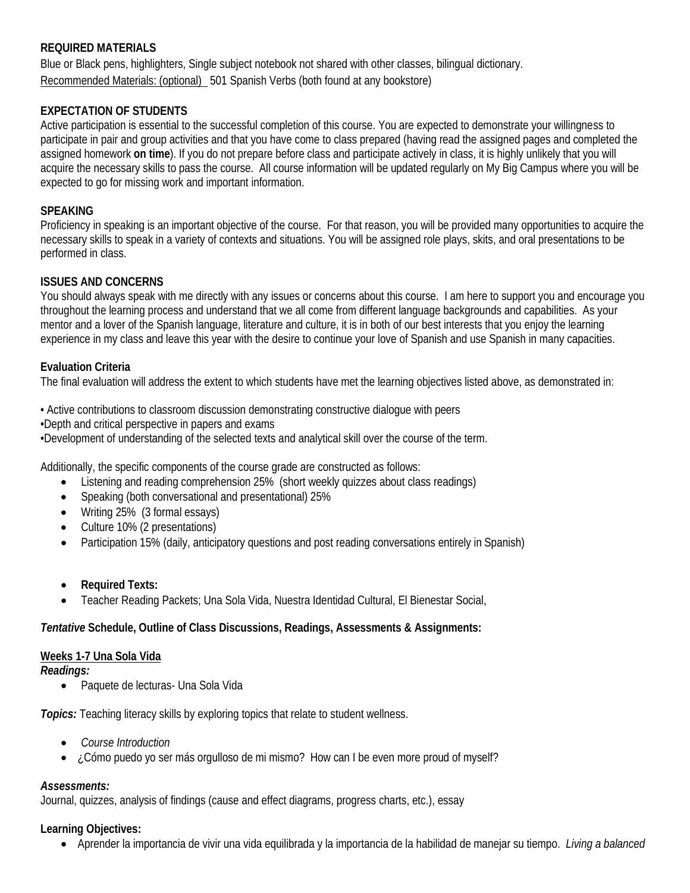**REQUIRED MATERIALS**

Blue or Black pens, highlighters, Single subject notebook not shared with other classes, bilingual dictionary.

Recommended Materials: (optional)  501 Spanish Verbs (both found at any bookstore)

**EXPECTATION OF STUDENTS**

Active participation is essential to the successful completion of this course. You are expected to demonstrate your willingness to participate in pair and group activities and that you have come to class prepared (having read the assigned pages and completed the assigned homework **on time**). If you do not prepare before class and participate actively in class, it is highly unlikely that you will acquire the necessary skills to pass the course. All course information will be updated regularly on My Big Campus where you will be expected to go for missing work and important information.

**SPEAKING**

Proficiency in speaking is an important objective of the course. For that reason, you will be provided many opportunities to acquire the necessary skills to speak in a variety of contexts and situations. You will be assigned role plays, skits, and oral presentations to be performed in class.

**ISSUES AND CONCERNS**

You should always speak with me directly with any issues or concerns about this course. I am here to support you and encourage you throughout the learning process and understand that we all come from different language backgrounds and capabilities. As your mentor and a lover of the Spanish language, literature and culture, it is in both of our best interests that you enjoy the learning experience in my class and leave this year with the desire to continue your love of Spanish and use Spanish in many capacities.

**Evaluation Criteria**

The final evaluation will address the extent to which students have met the learning objectives listed above, as demonstrated in:

- Active contributions to classroom discussion demonstrating constructive dialogue with peers
- Depth and critical perspective in papers and exams
- Development of understanding of the selected texts and analytical skill over the course of the term.

Additionally, the specific components of the course grade are constructed as follows:

- Listening and reading comprehension 25% (short weekly quizzes about class readings)
- Speaking (both conversational and presentational) 25%
- Writing 25% (3 formal essays)
- Culture 10% (2 presentations)
- Participation 15% (daily, anticipatory questions and post reading conversations entirely in Spanish)

- **Required Texts:**
- Teacher Reading Packets; Una Sola Vida, Nuestra Identidad Cultural, El Bienestar Social,

***Tentative* Schedule, Outline of Class Discussions, Readings, Assessments & Assignments:**

**Weeks 1-7 Una Sola Vida**

***Readings:***

- Paquete de lecturas- Una Sola Vida

***Topics:*** Teaching literacy skills by exploring topics that relate to student wellness.

- *Course Introduction*
- ¿Cómo puedo yo ser más orgulloso de mi mismo? How can I be even more proud of myself?

***Assessments:***

Journal, quizzes, analysis of findings (cause and effect diagrams, progress charts, etc.), essay

**Learning Objectives:**

- Aprender la importancia de vivir una vida equilibrada y la importancia de la habilidad de manejar su tiempo. *Living a balanced*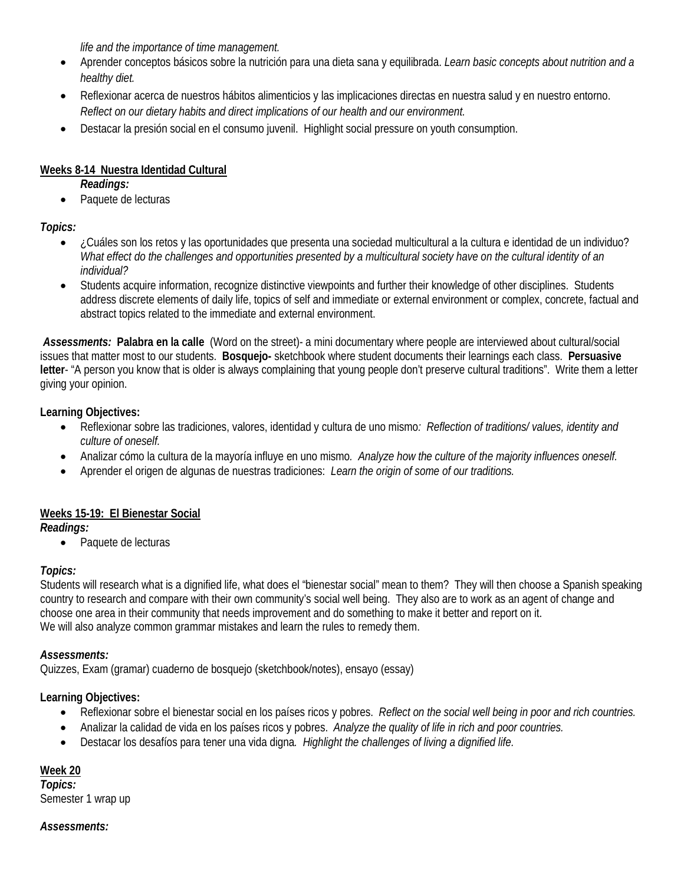*life and the importance of time management.*

- Aprender conceptos básicos sobre la nutrición para una dieta sana y equilibrada. *Learn basic concepts about nutrition and a healthy diet.*
- Reflexionar acerca de nuestros hábitos alimenticios y las implicaciones directas en nuestra salud y en nuestro entorno. *Reflect on our dietary habits and direct implications of our health and our environment.*
- Destacar la presión social en el consumo juvenil. Highlight social pressure on youth consumption.

**Weeks 8-14 Nuestra Identidad Cultural**

***Readings:***

- Paquete de lecturas

***Topics:***

- ¿Cuáles son los retos y las oportunidades que presenta una sociedad multicultural a la cultura e identidad de un individuo? *What effect do the challenges and opportunities presented by a multicultural society have on the cultural identity of an individual?*
- Students acquire information, recognize distinctive viewpoints and further their knowledge of other disciplines. Students address discrete elements of daily life, topics of self and immediate or external environment or complex, concrete, factual and abstract topics related to the immediate and external environment.

***Assessments:*** **Palabra en la calle** (Word on the street)- a mini documentary where people are interviewed about cultural/social issues that matter most to our students. **Bosquejo-** sketchbook where student documents their learnings each class. **Persuasive letter**- "A person you know that is older is always complaining that young people don't preserve cultural traditions". Write them a letter giving your opinion.

**Learning Objectives:**

- Reflexionar sobre las tradiciones, valores, identidad y cultura de uno mismo*: Reflection of traditions/ values, identity and culture of oneself.*
- Analizar cómo la cultura de la mayoría influye en uno mismo*. Analyze how the culture of the majority influences oneself.*
- Aprender el origen de algunas de nuestras tradiciones: *Learn the origin of some of our traditions.*

**Weeks 15-19: El Bienestar Social**

***Readings:***

- Paquete de lecturas

***Topics:***

Students will research what is a dignified life, what does el "bienestar social" mean to them? They will then choose a Spanish speaking country to research and compare with their own community's social well being. They also are to work as an agent of change and choose one area in their community that needs improvement and do something to make it better and report on it.
We will also analyze common grammar mistakes and learn the rules to remedy them.

***Assessments:***

Quizzes, Exam (gramar) cuaderno de bosquejo (sketchbook/notes), ensayo (essay)

**Learning Objectives:**

- Reflexionar sobre el bienestar social en los países ricos y pobres. *Reflect on the social well being in poor and rich countries.*
- Analizar la calidad de vida en los países ricos y pobres. *Analyze the quality of life in rich and poor countries.*
- Destacar los desafíos para tener una vida digna*. Highlight the challenges of living a dignified life.*

**Week 20**

***Topics:***

Semester 1 wrap up

***Assessments:***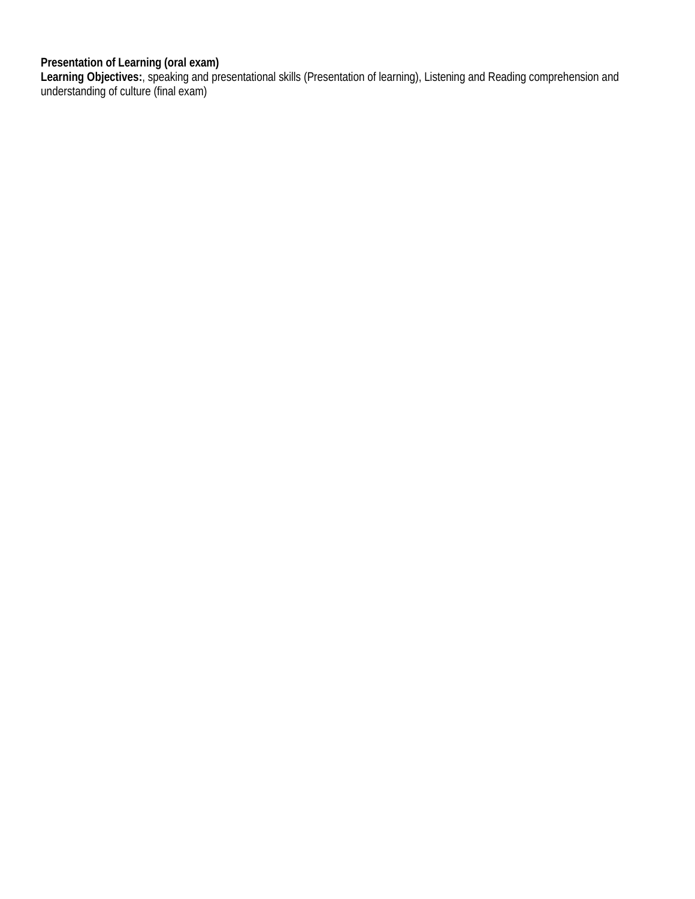**Presentation of Learning (oral exam)**
**Learning Objectives:**, speaking and presentational skills (Presentation of learning), Listening and Reading comprehension and understanding of culture (final exam)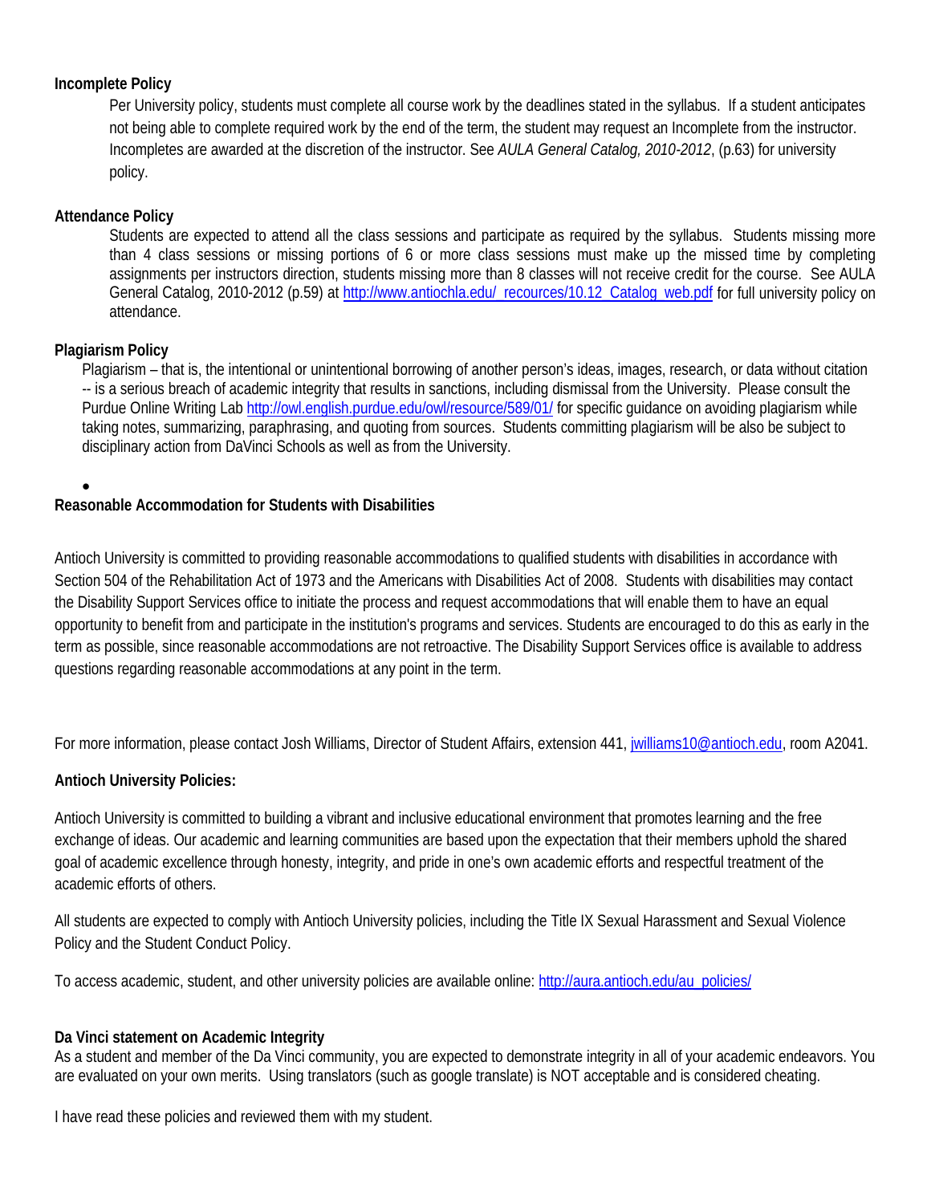**Incomplete Policy**

Per University policy, students must complete all course work by the deadlines stated in the syllabus. If a student anticipates not being able to complete required work by the end of the term, the student may request an Incomplete from the instructor. Incompletes are awarded at the discretion of the instructor. See *AULA General Catalog, 2010-2012*, (p.63) for university policy.

**Attendance Policy**

Students are expected to attend all the class sessions and participate as required by the syllabus. Students missing more than 4 class sessions or missing portions of 6 or more class sessions must make up the missed time by completing assignments per instructors direction, students missing more than 8 classes will not receive credit for the course. See AULA General Catalog, 2010-2012 (p.59) at http://www.antiochla.edu/_recources/10.12_Catalog_web.pdf for full university policy on attendance.

**Plagiarism Policy**

Plagiarism – that is, the intentional or unintentional borrowing of another person's ideas, images, research, or data without citation -- is a serious breach of academic integrity that results in sanctions, including dismissal from the University. Please consult the Purdue Online Writing Lab http://owl.english.purdue.edu/owl/resource/589/01/ for specific guidance on avoiding plagiarism while taking notes, summarizing, paraphrasing, and quoting from sources. Students committing plagiarism will be also be subject to disciplinary action from DaVinci Schools as well as from the University.

- 

**Reasonable Accommodation for Students with Disabilities**

Antioch University is committed to providing reasonable accommodations to qualified students with disabilities in accordance with Section 504 of the Rehabilitation Act of 1973 and the Americans with Disabilities Act of 2008. Students with disabilities may contact the Disability Support Services office to initiate the process and request accommodations that will enable them to have an equal opportunity to benefit from and participate in the institution's programs and services. Students are encouraged to do this as early in the term as possible, since reasonable accommodations are not retroactive. The Disability Support Services office is available to address questions regarding reasonable accommodations at any point in the term.

For more information, please contact Josh Williams, Director of Student Affairs, extension 441, jwilliams10@antioch.edu, room A2041.

**Antioch University Policies:**

Antioch University is committed to building a vibrant and inclusive educational environment that promotes learning and the free exchange of ideas. Our academic and learning communities are based upon the expectation that their members uphold the shared goal of academic excellence through honesty, integrity, and pride in one's own academic efforts and respectful treatment of the academic efforts of others.

All students are expected to comply with Antioch University policies, including the Title IX Sexual Harassment and Sexual Violence Policy and the Student Conduct Policy.

To access academic, student, and other university policies are available online: http://aura.antioch.edu/au_policies/

**Da Vinci statement on Academic Integrity**

As a student and member of the Da Vinci community, you are expected to demonstrate integrity in all of your academic endeavors. You are evaluated on your own merits. Using translators (such as google translate) is NOT acceptable and is considered cheating.

I have read these policies and reviewed them with my student.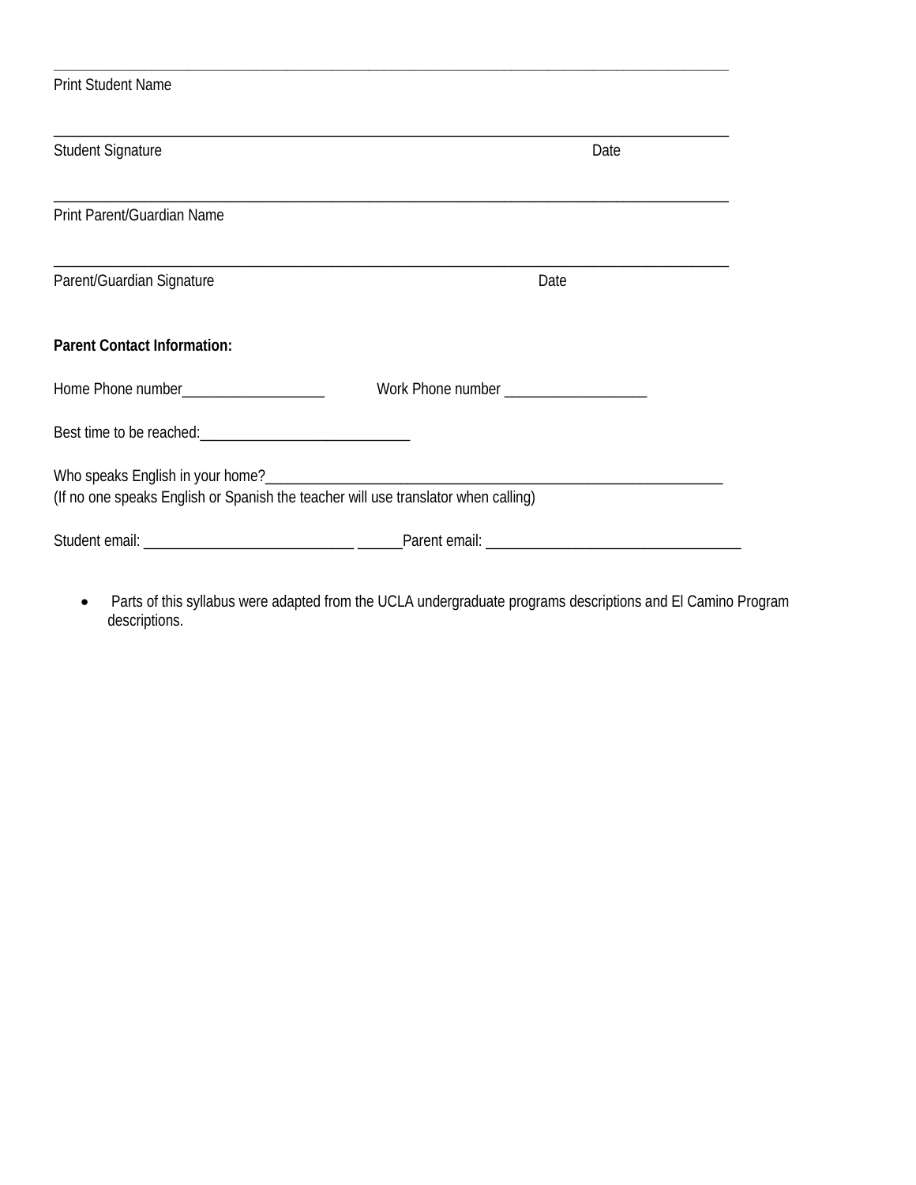_______________________________________________________________________________________________

Print Student Name

_______________________________________________________________________________________________

Student Signature Date

_______________________________________________________________________________________________

Print Parent/Guardian Name

_______________________________________________________________________________________________

Parent/Guardian Signature Date

**Parent Contact Information:**

Home Phone number___________________ Work Phone number ___________________

Best time to be reached:____________________________

Who speaks English in your home?______________________________________________________________

(If no one speaks English or Spanish the teacher will use translator when calling)

Student email: ____________________________ ______Parent email: __________________________________

- Parts of this syllabus were adapted from the UCLA undergraduate programs descriptions and El Camino Program descriptions.